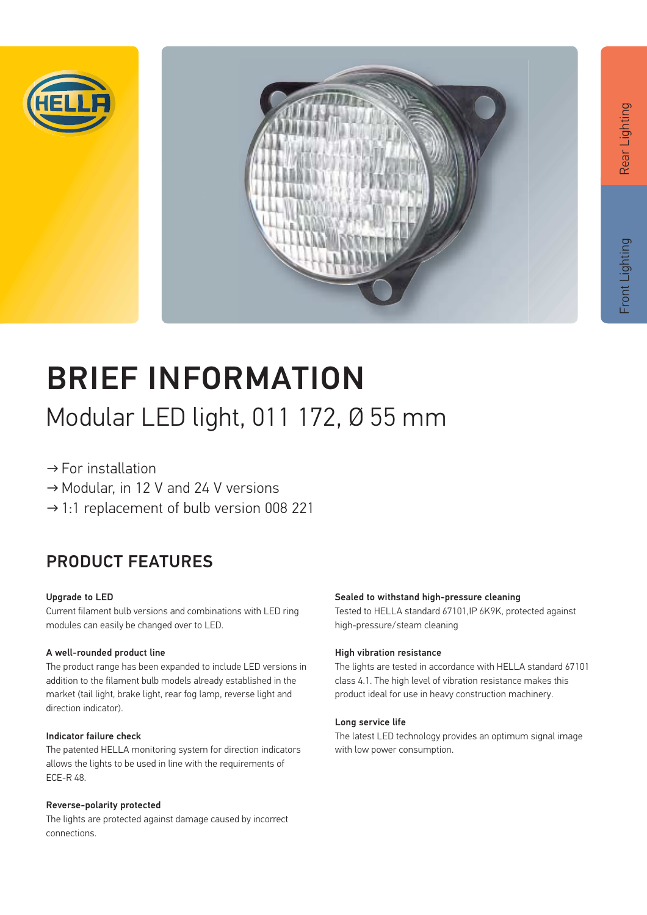Rear Lighting

Front Lighting

# BRIEF INFORMATION

## Modular LED light, 011 172, Ø 55 mm

→ For installation
→ Modular, in 12 V and 24 V versions
→ 1:1 replacement of bulb version 008 221

## PRODUCT FEATURES

**Upgrade to LED**
Current filament bulb versions and combinations with LED ring modules can easily be changed over to LED.

**A well-rounded product line**
The product range has been expanded to include LED versions in addition to the filament bulb models already established in the market (tail light, brake light, rear fog lamp, reverse light and direction indicator).

**Indicator failure check**
The patented HELLA monitoring system for direction indicators allows the lights to be used in line with the requirements of ECE-R 48.

**Reverse-polarity protected**
The lights are protected against damage caused by incorrect connections.

**Sealed to withstand high-pressure cleaning**
Tested to HELLA standard 67101,IP 6K9K, protected against high-pressure/steam cleaning

**High vibration resistance**
The lights are tested in accordance with HELLA standard 67101 class 4.1. The high level of vibration resistance makes this product ideal for use in heavy construction machinery.

**Long service life**
The latest LED technology provides an optimum signal image with low power consumption.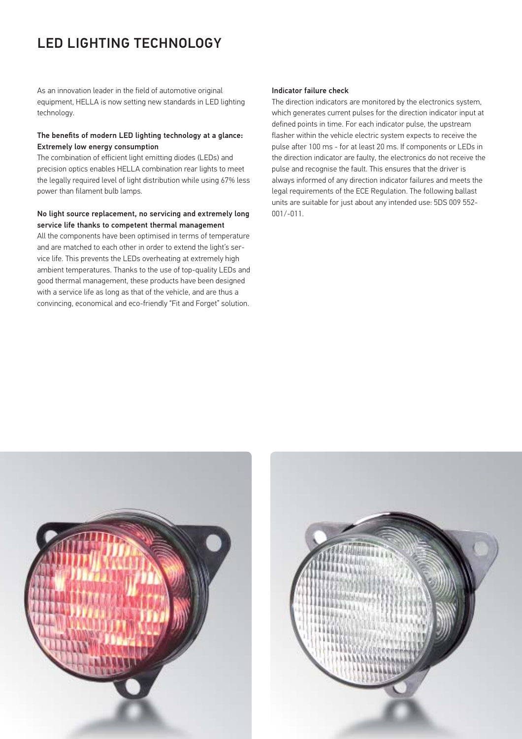# LED LIGHTING TECHNOLOGY

As an innovation leader in the field of automotive original equipment, HELLA is now setting new standards in LED lighting technology.

**The benefits of modern LED lighting technology at a glance:**
**Extremely low energy consumption**

The combination of efficient light emitting diodes (LEDs) and precision optics enables HELLA combination rear lights to meet the legally required level of light distribution while using 67% less power than filament bulb lamps.

**No light source replacement, no servicing and extremely long service life thanks to competent thermal management**

All the components have been optimised in terms of temperature and are matched to each other in order to extend the light's service life. This prevents the LEDs overheating at extremely high ambient temperatures. Thanks to the use of top-quality LEDs and good thermal management, these products have been designed with a service life as long as that of the vehicle, and are thus a convincing, economical and eco-friendly "Fit and Forget" solution.

**Indicator failure check**

The direction indicators are monitored by the electronics system, which generates current pulses for the direction indicator input at defined points in time. For each indicator pulse, the upstream flasher within the vehicle electric system expects to receive the pulse after 100 ms - for at least 20 ms. If components or LEDs in the direction indicator are faulty, the electronics do not receive the pulse and recognise the fault. This ensures that the driver is always informed of any direction indicator failures and meets the legal requirements of the ECE Regulation. The following ballast units are suitable for just about any intended use: 5DS 009 552-001/-011.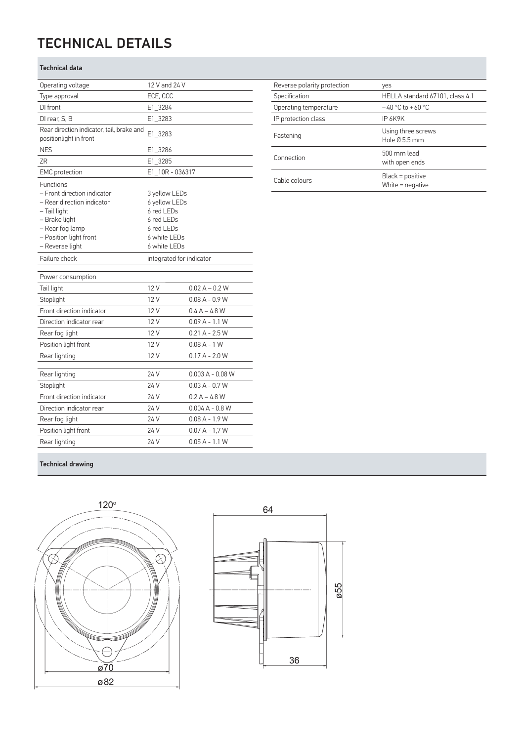# TECHNICAL DETAILS

## Technical data

| | |
|---|---|
| Operating voltage | 12 V and 24 V |
| Type approval | ECE, CCC |
| DI front | E1_3284 |
| DI rear, S, B | E1_3283 |
| Rear direction indicator, tail, brake and positionlight in front | E1_3283 |
| NES | E1_3286 |
| ZR | E1_3285 |
| EMC protection | E1_10R - 036317 |
| Functions<br>– Front direction indicator<br>– Rear direction indicator<br>– Tail light<br>– Brake light<br>– Rear fog lamp<br>– Position light front<br>– Reverse light | <br>3 yellow LEDs<br>6 yellow LEDs<br>6 red LEDs<br>6 red LEDs<br>6 red LEDs<br>6 white LEDs<br>6 white LEDs |
| Failure check | integrated for indicator |

| Power consumption | | |
|---|---|---|
| Tail light | 12 V | 0.02 A – 0.2 W |
| Stoplight | 12 V | 0.08 A - 0.9 W |
| Front direction indicator | 12 V | 0.4 A – 4.8 W |
| Direction indicator rear | 12 V | 0.09 A - 1.1 W |
| Rear fog light | 12 V | 0.21 A - 2.5 W |
| Position light front | 12 V | 0,08 A - 1 W |
| Rear lighting | 12 V | 0.17 A - 2.0 W |
| | | |
| Rear lighting | 24 V | 0.003 A - 0.08 W |
| Stoplight | 24 V | 0.03 A - 0.7 W |
| Front direction indicator | 24 V | 0.2 A – 4.8 W |
| Direction indicator rear | 24 V | 0.004 A - 0.8 W |
| Rear fog light | 24 V | 0.08 A - 1.9 W |
| Position light front | 24 V | 0,07 A - 1,7 W |
| Rear lighting | 24 V | 0.05 A - 1.1 W |

| | |
|---|---|
| Reverse polarity protection | yes |
| Specification | HELLA standard 67101, class 4.1 |
| Operating temperature | –40 °C to +60 °C |
| IP protection class | IP 6K9K |
| Fastening | Using three screws<br>Hole Ø 5.5 mm |
| Connection | 500 mm lead<br>with open ends |
| Cable colours | Black = positive<br>White = negative |

## Technical drawing

120°
ø70
ø82
64
ø55
36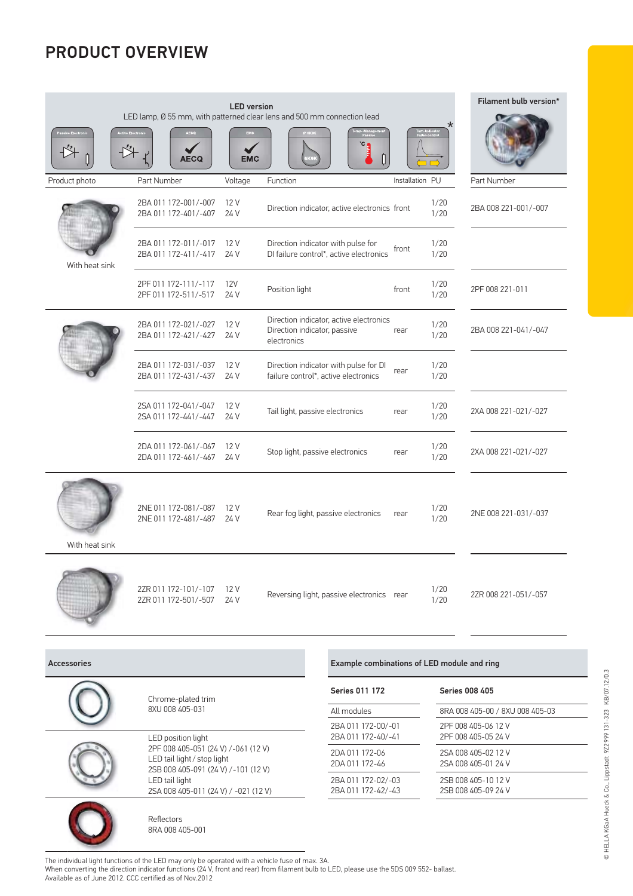# PRODUCT OVERVIEW

| LED version<br>LED lamp, Ø 55 mm, with patterned clear lens and 500 mm connection lead | | | | | | Filament bulb version* |
|---|---|---|---|---|---|---|
| Product photo | Part Number | Voltage | Function | Installation | PU | Part Number |
| With heat sink | 2BA 011 172-001/-007<br>2BA 011 172-401/-407 | 12 V<br>24 V | Direction indicator, active electronics | front | 1/20<br>1/20 | 2BA 008 221-001/-007 |
| | 2BA 011 172-011/-017<br>2BA 011 172-411/-417 | 12 V<br>24 V | Direction indicator with pulse for DI failure control*, active electronics | front | 1/20<br>1/20 | |
| | 2PF 011 172-111/-117<br>2PF 011 172-511/-517 | 12V<br>24 V | Position light | front | 1/20<br>1/20 | 2PF 008 221-011 |
| | 2BA 011 172-021/-027<br>2BA 011 172-421/-427 | 12 V<br>24 V | Direction indicator, active electronics<br>Direction indicator, passive electronics | rear | 1/20<br>1/20 | 2BA 008 221-041/-047 |
| | 2BA 011 172-031/-037<br>2BA 011 172-431/-437 | 12 V<br>24 V | Direction indicator with pulse for DI failure control*, active electronics | rear | 1/20<br>1/20 | |
| | 2SA 011 172-041/-047<br>2SA 011 172-441/-447 | 12 V<br>24 V | Tail light, passive electronics | rear | 1/20<br>1/20 | 2XA 008 221-021/-027 |
| | 2DA 011 172-061/-067<br>2DA 011 172-461/-467 | 12 V<br>24 V | Stop light, passive electronics | rear | 1/20<br>1/20 | 2XA 008 221-021/-027 |
| With heat sink | 2NE 011 172-081/-087<br>2NE 011 172-481/-487 | 12 V<br>24 V | Rear fog light, passive electronics | rear | 1/20<br>1/20 | 2NE 008 221-031/-037 |
| | 2ZR 011 172-101/-107<br>2ZR 011 172-501/-507 | 12 V<br>24 V | Reversing light, passive electronics | rear | 1/20<br>1/20 | 2ZR 008 221-051/-057 |

**Accessories**

| | |
|---|---|
| Chrome-plated trim<br>8XU 008 405-031 |
| LED position light<br>2PF 008 405-051 (24 V) /-061 (12 V)<br>LED tail light / stop light<br>2SB 008 405-091 (24 V) /-101 (12 V)<br>LED tail light<br>2SA 008 405-011 (24 V) / -021 (12 V) |
| Reflectors<br>8RA 008 405-001 |

**Example combinations of LED module and ring**

| Series 011 172 | Series 008 405 |
|---|---|
| All modules | 8RA 008 405-00 / 8XU 008 405-03 |
| 2BA 011 172-00/-01<br>2BA 011 172-40/-41 | 2PF 008 405-06 12 V<br>2PF 008 405-05 24 V |
| 2DA 011 172-06<br>2DA 011 172-46 | 2SA 008 405-02 12 V<br>2SA 008 405-01 24 V |
| 2BA 011 172-02/-03<br>2BA 011 172-42/-43 | 2SB 008 405-10 12 V<br>2SB 008 405-09 24 V |

The individual light functions of the LED may only be operated with a vehicle fuse of max. 3A.
When converting the direction indicator functions (24 V, front and rear) from filament bulb to LED, please use the 5DS 009 552- ballast.
Available as of June 2012. CCC certified as of Nov.2012

© HELLA KGaA Hueck & Co., Lippstadt 9Z2 999 131-323 KB/07.12/0.3